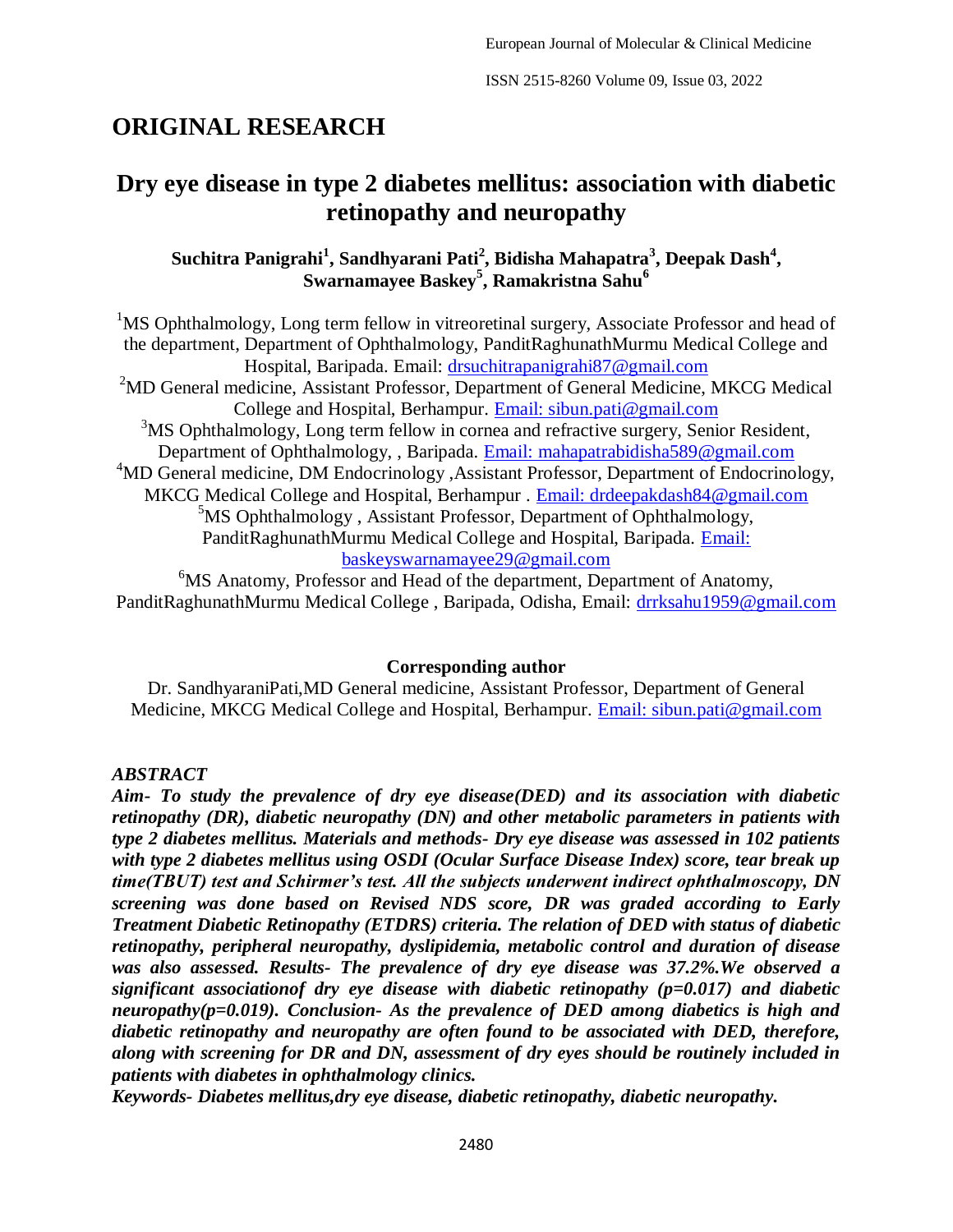# ORIGINAL RESEARCH

# Dry eye disease in type 2 diabetes mellitus: association with diabetic retinopathy and neuropathy

**Suchitra Panigrahi[1], Sandhyarani Pati[2], Bidisha Mahapatra[3], Deepak Dash[4], Swarnamayee Baskey[5], Ramakristna Sahu[6]**

[1]MS Ophthalmology, Long term fellow in vitreoretinal surgery, Associate Professor and head of the department, Department of Ophthalmology, PanditRaghunathMurmu Medical College and Hospital, Baripada. Email: drsuchitrapanigrahi87@gmail.com

[2]MD General medicine, Assistant Professor, Department of General Medicine, MKCG Medical College and Hospital, Berhampur. Email: sibun.pati@gmail.com

[3]MS Ophthalmology, Long term fellow in cornea and refractive surgery, Senior Resident, Department of Ophthalmology, , Baripada. Email: mahapatrabidisha589@gmail.com

[4]MD General medicine, DM Endocrinology ,Assistant Professor, Department of Endocrinology, MKCG Medical College and Hospital, Berhampur . Email: drdeepakdash84@gmail.com

[5]MS Ophthalmology , Assistant Professor, Department of Ophthalmology, PanditRaghunathMurmu Medical College and Hospital, Baripada. Email: baskeyswarnamayee29@gmail.com

[6]MS Anatomy, Professor and Head of the department, Department of Anatomy, PanditRaghunathMurmu Medical College , Baripada, Odisha, Email: drrksahu1959@gmail.com

**Corresponding author**

Dr. SandhyaraniPati,MD General medicine, Assistant Professor, Department of General Medicine, MKCG Medical College and Hospital, Berhampur. Email: sibun.pati@gmail.com

***ABSTRACT***

***Aim- To study the prevalence of dry eye disease(DED) and its association with diabetic retinopathy (DR), diabetic neuropathy (DN) and other metabolic parameters in patients with type 2 diabetes mellitus. Materials and methods- Dry eye disease was assessed in 102 patients with type 2 diabetes mellitus using OSDI (Ocular Surface Disease Index) score, tear break up time(TBUT) test and Schirmer's test. All the subjects underwent indirect ophthalmoscopy, DN screening was done based on Revised NDS score, DR was graded according to Early Treatment Diabetic Retinopathy (ETDRS) criteria. The relation of DED with status of diabetic retinopathy, peripheral neuropathy, dyslipidemia, metabolic control and duration of disease was also assessed. Results- The prevalence of dry eye disease was 37.2%.We observed a significant associationof dry eye disease with diabetic retinopathy (p=0.017) and diabetic neuropathy(p=0.019). Conclusion- As the prevalence of DED among diabetics is high and diabetic retinopathy and neuropathy are often found to be associated with DED, therefore, along with screening for DR and DN, assessment of dry eyes should be routinely included in patients with diabetes in ophthalmology clinics.***

***Keywords- Diabetes mellitus,dry eye disease, diabetic retinopathy, diabetic neuropathy.***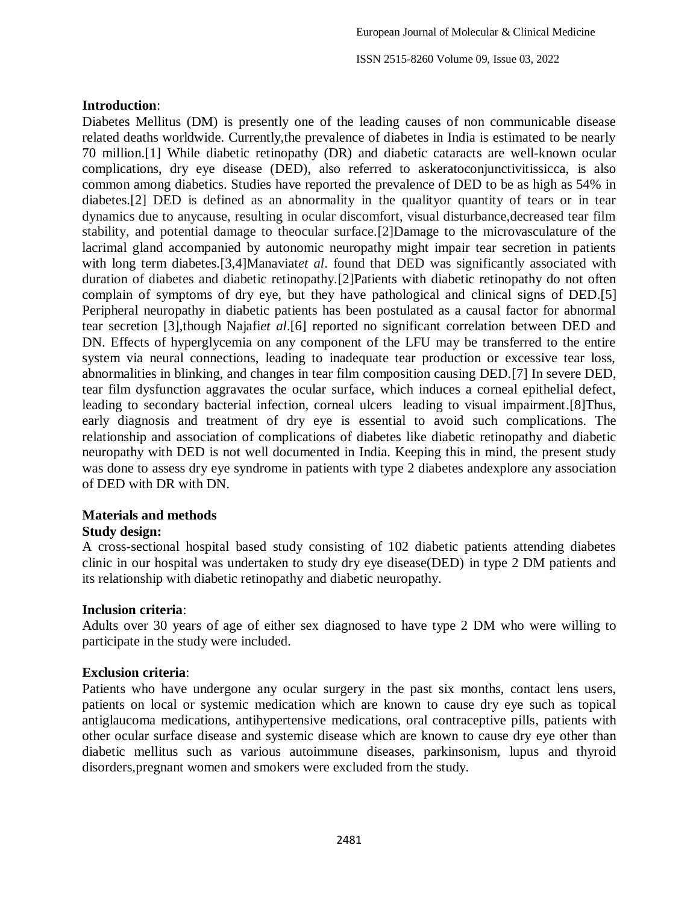**Introduction**:

Diabetes Mellitus (DM) is presently one of the leading causes of non communicable disease related deaths worldwide. Currently,the prevalence of diabetes in India is estimated to be nearly 70 million.[1] While diabetic retinopathy (DR) and diabetic cataracts are well-known ocular complications, dry eye disease (DED), also referred to askeratoconjunctivitissicca, is also common among diabetics. Studies have reported the prevalence of DED to be as high as 54% in diabetes.[2] DED is defined as an abnormality in the qualityor quantity of tears or in tear dynamics due to anycause, resulting in ocular discomfort, visual disturbance,decreased tear film stability, and potential damage to theocular surface.[2]Damage to the microvasculature of the lacrimal gland accompanied by autonomic neuropathy might impair tear secretion in patients with long term diabetes.[3,4]Manaviat*et al*. found that DED was significantly associated with duration of diabetes and diabetic retinopathy.[2]Patients with diabetic retinopathy do not often complain of symptoms of dry eye, but they have pathological and clinical signs of DED.[5] Peripheral neuropathy in diabetic patients has been postulated as a causal factor for abnormal tear secretion [3],though Najafi*et al*.[6] reported no significant correlation between DED and DN. Effects of hyperglycemia on any component of the LFU may be transferred to the entire system via neural connections, leading to inadequate tear production or excessive tear loss, abnormalities in blinking, and changes in tear film composition causing DED.[7] In severe DED, tear film dysfunction aggravates the ocular surface, which induces a corneal epithelial defect, leading to secondary bacterial infection, corneal ulcers leading to visual impairment.[8]Thus, early diagnosis and treatment of dry eye is essential to avoid such complications. The relationship and association of complications of diabetes like diabetic retinopathy and diabetic neuropathy with DED is not well documented in India. Keeping this in mind, the present study was done to assess dry eye syndrome in patients with type 2 diabetes andexplore any association of DED with DR with DN.

**Materials and methods**

**Study design:**

A cross-sectional hospital based study consisting of 102 diabetic patients attending diabetes clinic in our hospital was undertaken to study dry eye disease(DED) in type 2 DM patients and its relationship with diabetic retinopathy and diabetic neuropathy.

**Inclusion criteria**:

Adults over 30 years of age of either sex diagnosed to have type 2 DM who were willing to participate in the study were included.

**Exclusion criteria**:

Patients who have undergone any ocular surgery in the past six months, contact lens users, patients on local or systemic medication which are known to cause dry eye such as topical antiglaucoma medications, antihypertensive medications, oral contraceptive pills, patients with other ocular surface disease and systemic disease which are known to cause dry eye other than diabetic mellitus such as various autoimmune diseases, parkinsonism, lupus and thyroid disorders,pregnant women and smokers were excluded from the study.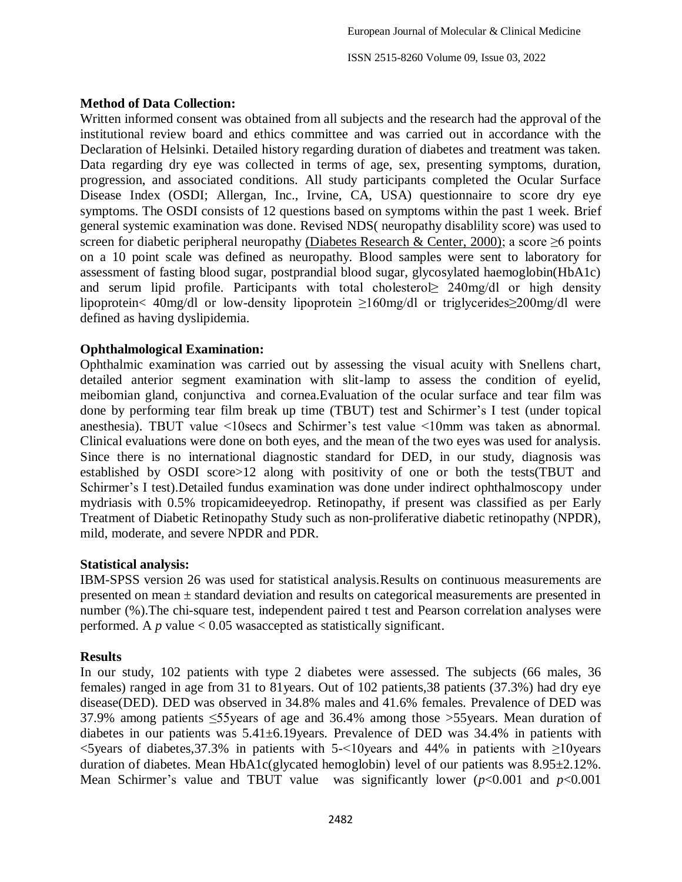### Method of Data Collection:

Written informed consent was obtained from all subjects and the research had the approval of the institutional review board and ethics committee and was carried out in accordance with the Declaration of Helsinki. Detailed history regarding duration of diabetes and treatment was taken. Data regarding dry eye was collected in terms of age, sex, presenting symptoms, duration, progression, and associated conditions. All study participants completed the Ocular Surface Disease Index (OSDI; Allergan, Inc., Irvine, CA, USA) questionnaire to score dry eye symptoms. The OSDI consists of 12 questions based on symptoms within the past 1 week. Brief general systemic examination was done. Revised NDS( neuropathy disablility score) was used to screen for diabetic peripheral neuropathy (Diabetes Research & Center, 2000); a score ≥6 points on a 10 point scale was defined as neuropathy. Blood samples were sent to laboratory for assessment of fasting blood sugar, postprandial blood sugar, glycosylated haemoglobin(HbA1c) and serum lipid profile. Participants with total cholesterol≥ 240mg/dl or high density lipoprotein< 40mg/dl or low-density lipoprotein ≥160mg/dl or triglycerides≥200mg/dl were defined as having dyslipidemia.

### Ophthalmological Examination:

Ophthalmic examination was carried out by assessing the visual acuity with Snellens chart, detailed anterior segment examination with slit-lamp to assess the condition of eyelid, meibomian gland, conjunctiva and cornea.Evaluation of the ocular surface and tear film was done by performing tear film break up time (TBUT) test and Schirmer's I test (under topical anesthesia). TBUT value <10secs and Schirmer's test value <10mm was taken as abnormal. Clinical evaluations were done on both eyes, and the mean of the two eyes was used for analysis. Since there is no international diagnostic standard for DED, in our study, diagnosis was established by OSDI score>12 along with positivity of one or both the tests(TBUT and Schirmer's I test).Detailed fundus examination was done under indirect ophthalmoscopy under mydriasis with 0.5% tropicamideeyedrop. Retinopathy, if present was classified as per Early Treatment of Diabetic Retinopathy Study such as non-proliferative diabetic retinopathy (NPDR), mild, moderate, and severe NPDR and PDR.

### Statistical analysis:

IBM-SPSS version 26 was used for statistical analysis.Results on continuous measurements are presented on mean ± standard deviation and results on categorical measurements are presented in number (%).The chi-square test, independent paired t test and Pearson correlation analyses were performed. A $p$ value < 0.05 wasaccepted as statistically significant.

### Results

In our study, 102 patients with type 2 diabetes were assessed. The subjects (66 males, 36 females) ranged in age from 31 to 81years. Out of 102 patients,38 patients (37.3%) had dry eye disease(DED). DED was observed in 34.8% males and 41.6% females. Prevalence of DED was 37.9% among patients ≤55years of age and 36.4% among those >55years. Mean duration of diabetes in our patients was 5.41±6.19years. Prevalence of DED was 34.4% in patients with <5years of diabetes,37.3% in patients with 5-<10years and 44% in patients with ≥10years duration of diabetes. Mean HbA1c(glycated hemoglobin) level of our patients was 8.95±2.12%. Mean Schirmer's value and TBUT value was significantly lower ($p$<0.001 and $p$<0.001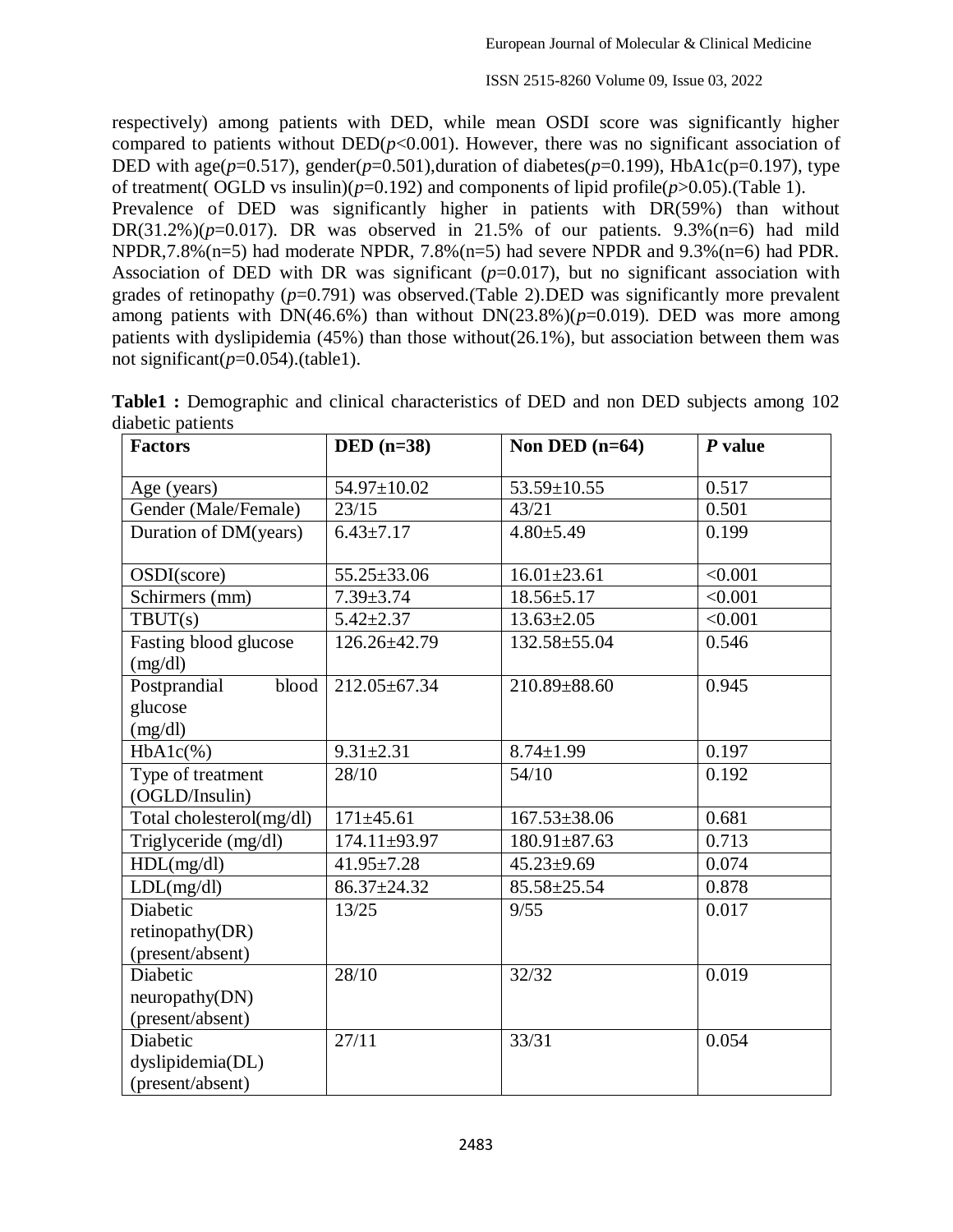respectively) among patients with DED, while mean OSDI score was significantly higher compared to patients without DED($p$<0.001). However, there was no significant association of DED with age($p$=0.517), gender($p$=0.501),duration of diabetes($p$=0.199), HbA1c(p=0.197), type of treatment( OGLD vs insulin)($p$=0.192) and components of lipid profile($p$>0.05).(Table 1).

Prevalence of DED was significantly higher in patients with DR(59%) than without DR(31.2%)($p$=0.017). DR was observed in 21.5% of our patients. 9.3%(n=6) had mild NPDR,7.8%(n=5) had moderate NPDR, 7.8%(n=5) had severe NPDR and 9.3%(n=6) had PDR. Association of DED with DR was significant ($p$=0.017), but no significant association with grades of retinopathy ($p$=0.791) was observed.(Table 2).DED was significantly more prevalent among patients with DN(46.6%) than without DN(23.8%)($p$=0.019). DED was more among patients with dyslipidemia (45%) than those without(26.1%), but association between them was not significant($p$=0.054).(table1).

**Table1 :** Demographic and clinical characteristics of DED and non DED subjects among 102 diabetic patients

| **Factors** | **DED (n=38)** | **Non DED (n=64)** | ***P* value** |
|---|---|---|---|
| Age (years) | 54.97±10.02 | 53.59±10.55 | 0.517 |
| Gender (Male/Female) | 23/15 | 43/21 | 0.501 |
| Duration of DM(years) | 6.43±7.17 | 4.80±5.49 | 0.199 |
| OSDI(score) | 55.25±33.06 | 16.01±23.61 | <0.001 |
| Schirmers (mm) | 7.39±3.74 | 18.56±5.17 | <0.001 |
| TBUT(s) | 5.42±2.37 | 13.63±2.05 | <0.001 |
| Fasting blood glucose (mg/dl) | 126.26±42.79 | 132.58±55.04 | 0.546 |
| Postprandial blood glucose (mg/dl) | 212.05±67.34 | 210.89±88.60 | 0.945 |
| HbA1c(%) | 9.31±2.31 | 8.74±1.99 | 0.197 |
| Type of treatment (OGLD/Insulin) | 28/10 | 54/10 | 0.192 |
| Total cholesterol(mg/dl) | 171±45.61 | 167.53±38.06 | 0.681 |
| Triglyceride (mg/dl) | 174.11±93.97 | 180.91±87.63 | 0.713 |
| HDL(mg/dl) | 41.95±7.28 | 45.23±9.69 | 0.074 |
| LDL(mg/dl) | 86.37±24.32 | 85.58±25.54 | 0.878 |
| Diabetic retinopathy(DR) (present/absent) | 13/25 | 9/55 | 0.017 |
| Diabetic neuropathy(DN) (present/absent) | 28/10 | 32/32 | 0.019 |
| Diabetic dyslipidemia(DL) (present/absent) | 27/11 | 33/31 | 0.054 |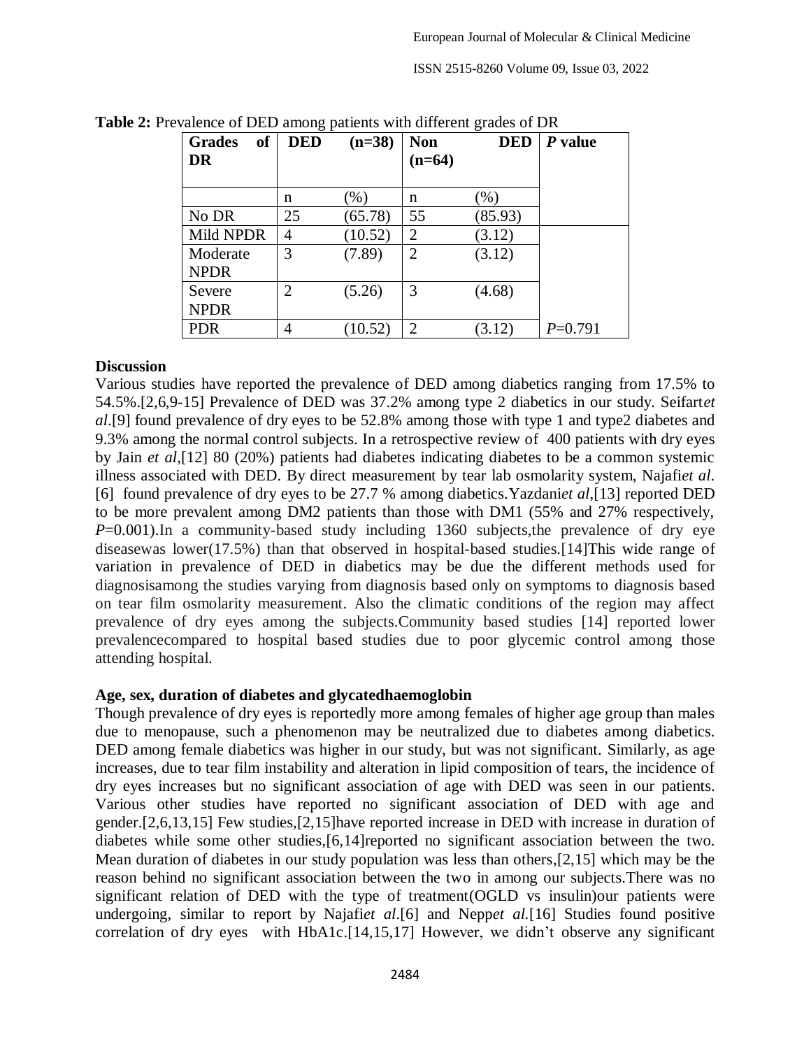**Table 2:** Prevalence of DED among patients with different grades of DR

| Grades of DR | DED (n=38) | | Non DED (n=64) | | *P* value |
|---|---|---|---|---|---|
| | n | (%) | n | (%) | |
| No DR | 25 | (65.78) | 55 | (85.93) | |
| Mild NPDR | 4 | (10.52) | 2 | (3.12) | |
| Moderate NPDR | 3 | (7.89) | 2 | (3.12) | |
| Severe NPDR | 2 | (5.26) | 3 | (4.68) | |
| PDR | 4 | (10.52) | 2 | (3.12) | *P*=0.791 |

### Discussion

Various studies have reported the prevalence of DED among diabetics ranging from 17.5% to 54.5%.[2,6,9-15] Prevalence of DED was 37.2% among type 2 diabetics in our study. Seifart*et al*.[9] found prevalence of dry eyes to be 52.8% among those with type 1 and type2 diabetes and 9.3% among the normal control subjects. In a retrospective review of 400 patients with dry eyes by Jain *et al*,[12] 80 (20%) patients had diabetes indicating diabetes to be a common systemic illness associated with DED. By direct measurement by tear lab osmolarity system, Najafi*et al*.[6] found prevalence of dry eyes to be 27.7 % among diabetics.Yazdani*et al*,[13] reported DED to be more prevalent among DM2 patients than those with DM1 (55% and 27% respectively, *P*=0.001).In a community-based study including 1360 subjects,the prevalence of dry eye diseasewas lower(17.5%) than that observed in hospital-based studies.[14]This wide range of variation in prevalence of DED in diabetics may be due the different methods used for diagnosisamong the studies varying from diagnosis based only on symptoms to diagnosis based on tear film osmolarity measurement. Also the climatic conditions of the region may affect prevalence of dry eyes among the subjects.Community based studies [14] reported lower prevalencecompared to hospital based studies due to poor glycemic control among those attending hospital.

### Age, sex, duration of diabetes and glycatedhaemoglobin

Though prevalence of dry eyes is reportedly more among females of higher age group than males due to menopause, such a phenomenon may be neutralized due to diabetes among diabetics. DED among female diabetics was higher in our study, but was not significant. Similarly, as age increases, due to tear film instability and alteration in lipid composition of tears, the incidence of dry eyes increases but no significant association of age with DED was seen in our patients. Various other studies have reported no significant association of DED with age and gender.[2,6,13,15] Few studies,[2,15]have reported increase in DED with increase in duration of diabetes while some other studies,[6,14]reported no significant association between the two. Mean duration of diabetes in our study population was less than others,[2,15] which may be the reason behind no significant association between the two in among our subjects.There was no significant relation of DED with the type of treatment(OGLD vs insulin)our patients were undergoing, similar to report by Najafi*et al*.[6] and Nepp*et al*.[16] Studies found positive correlation of dry eyes with HbA1c.[14,15,17] However, we didn't observe any significant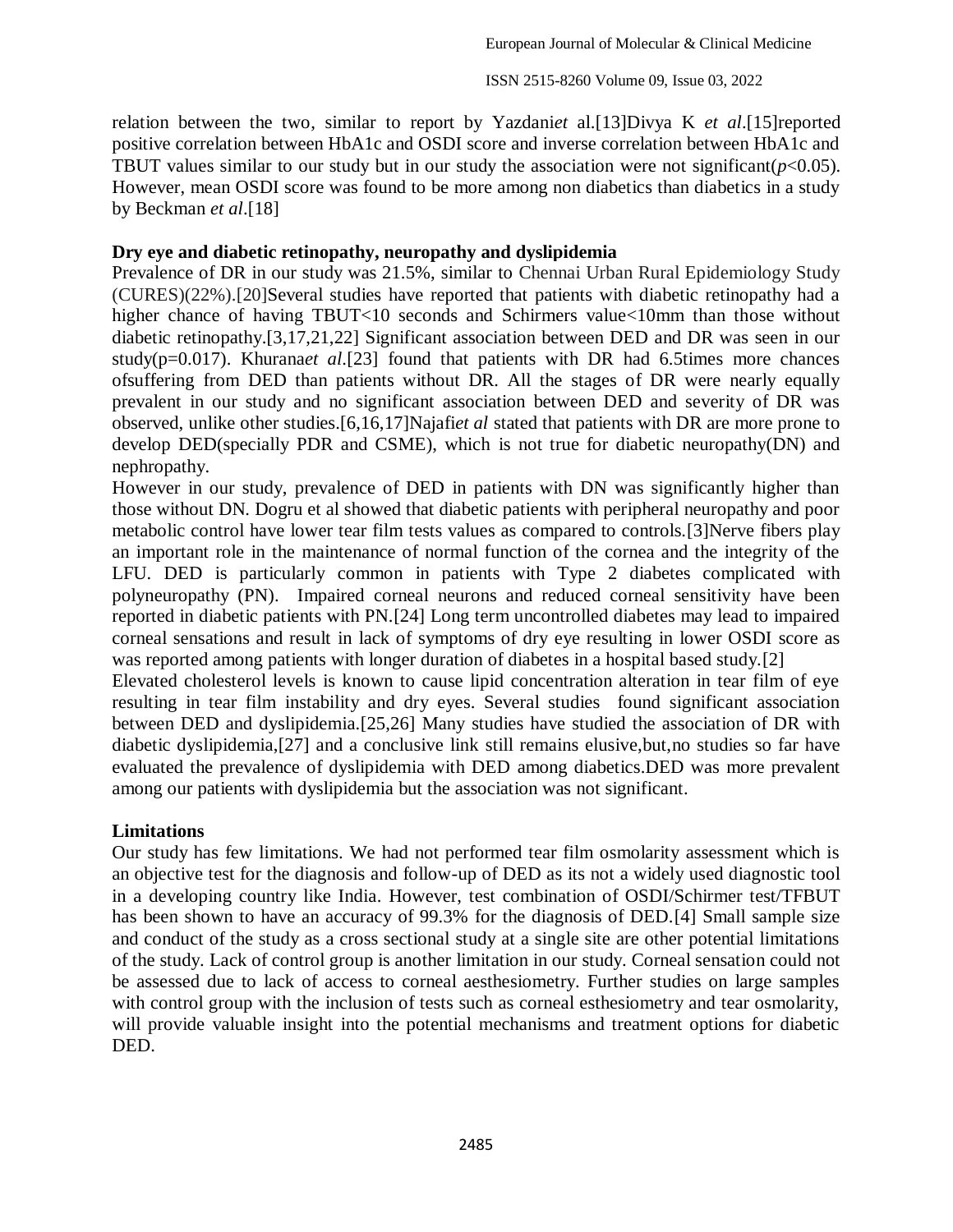relation between the two, similar to report by Yazdani*et* al.[13]Divya K *et al*.[15]reported positive correlation between HbA1c and OSDI score and inverse correlation between HbA1c and TBUT values similar to our study but in our study the association were not significant($p<0.05$). However, mean OSDI score was found to be more among non diabetics than diabetics in a study by Beckman *et al*.[18]

**Dry eye and diabetic retinopathy, neuropathy and dyslipidemia**

Prevalence of DR in our study was 21.5%, similar to Chennai Urban Rural Epidemiology Study (CURES)(22%).[20]Several studies have reported that patients with diabetic retinopathy had a higher chance of having TBUT<10 seconds and Schirmers value<10mm than those without diabetic retinopathy.[3,17,21,22] Significant association between DED and DR was seen in our study(p=0.017). Khurana*et al*.[23] found that patients with DR had 6.5times more chances ofsuffering from DED than patients without DR. All the stages of DR were nearly equally prevalent in our study and no significant association between DED and severity of DR was observed, unlike other studies.[6,16,17]Najafi*et al* stated that patients with DR are more prone to develop DED(specially PDR and CSME), which is not true for diabetic neuropathy(DN) and nephropathy.

However in our study, prevalence of DED in patients with DN was significantly higher than those without DN. Dogru et al showed that diabetic patients with peripheral neuropathy and poor metabolic control have lower tear film tests values as compared to controls.[3]Nerve fibers play an important role in the maintenance of normal function of the cornea and the integrity of the LFU. DED is particularly common in patients with Type 2 diabetes complicated with polyneuropathy (PN). Impaired corneal neurons and reduced corneal sensitivity have been reported in diabetic patients with PN.[24] Long term uncontrolled diabetes may lead to impaired corneal sensations and result in lack of symptoms of dry eye resulting in lower OSDI score as was reported among patients with longer duration of diabetes in a hospital based study.[2]

Elevated cholesterol levels is known to cause lipid concentration alteration in tear film of eye resulting in tear film instability and dry eyes. Several studies found significant association between DED and dyslipidemia.[25,26] Many studies have studied the association of DR with diabetic dyslipidemia,[27] and a conclusive link still remains elusive,but,no studies so far have evaluated the prevalence of dyslipidemia with DED among diabetics.DED was more prevalent among our patients with dyslipidemia but the association was not significant.

**Limitations**

Our study has few limitations. We had not performed tear film osmolarity assessment which is an objective test for the diagnosis and follow-up of DED as its not a widely used diagnostic tool in a developing country like India. However, test combination of OSDI/Schirmer test/TFBUT has been shown to have an accuracy of 99.3% for the diagnosis of DED.[4] Small sample size and conduct of the study as a cross sectional study at a single site are other potential limitations of the study. Lack of control group is another limitation in our study. Corneal sensation could not be assessed due to lack of access to corneal aesthesiometry. Further studies on large samples with control group with the inclusion of tests such as corneal esthesiometry and tear osmolarity, will provide valuable insight into the potential mechanisms and treatment options for diabetic DED.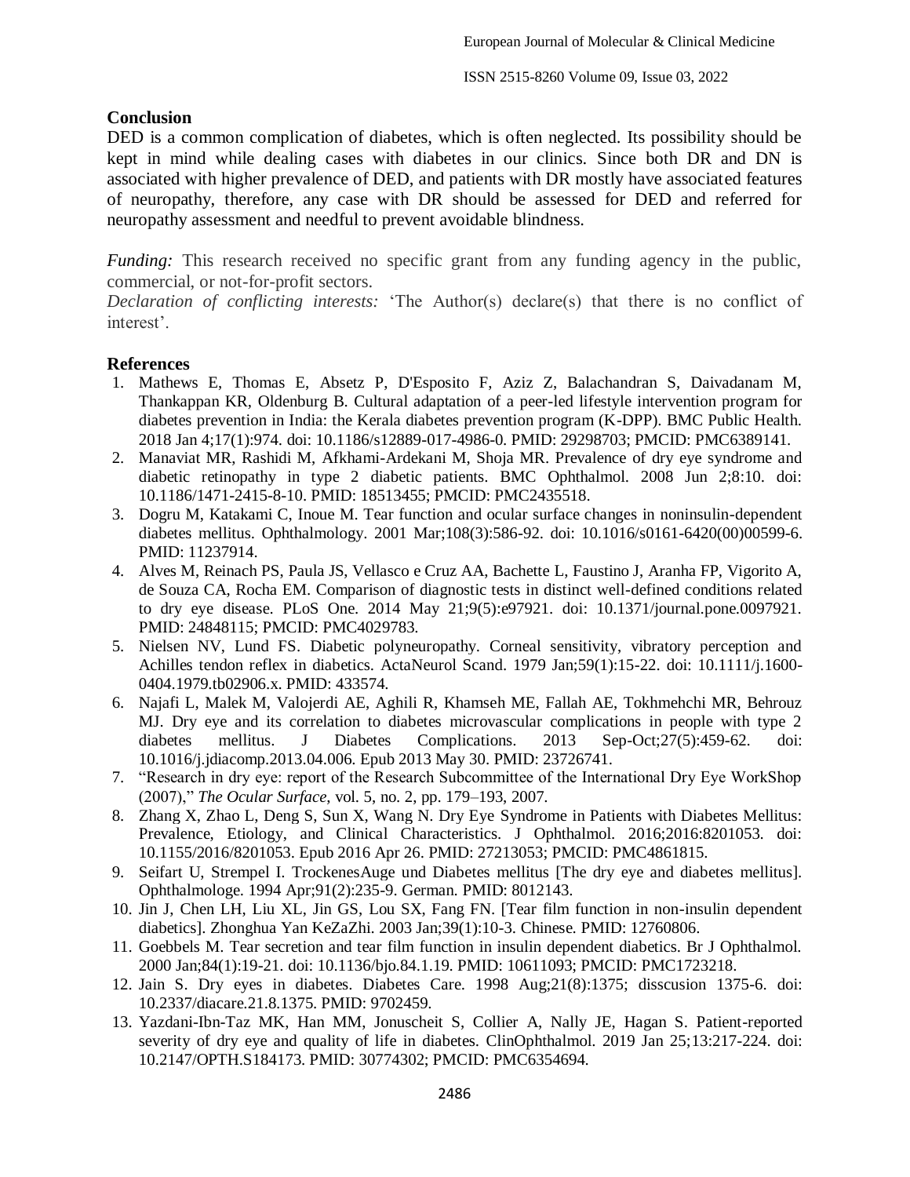## Conclusion

DED is a common complication of diabetes, which is often neglected. Its possibility should be kept in mind while dealing cases with diabetes in our clinics. Since both DR and DN is associated with higher prevalence of DED, and patients with DR mostly have associated features of neuropathy, therefore, any case with DR should be assessed for DED and referred for neuropathy assessment and needful to prevent avoidable blindness.

*Funding:* This research received no specific grant from any funding agency in the public, commercial, or not-for-profit sectors.

*Declaration of conflicting interests:* 'The Author(s) declare(s) that there is no conflict of interest'.

## References

1. Mathews E, Thomas E, Absetz P, D'Esposito F, Aziz Z, Balachandran S, Daivadanam M, Thankappan KR, Oldenburg B. Cultural adaptation of a peer-led lifestyle intervention program for diabetes prevention in India: the Kerala diabetes prevention program (K-DPP). BMC Public Health. 2018 Jan 4;17(1):974. doi: 10.1186/s12889-017-4986-0. PMID: 29298703; PMCID: PMC6389141.
2. Manaviat MR, Rashidi M, Afkhami-Ardekani M, Shoja MR. Prevalence of dry eye syndrome and diabetic retinopathy in type 2 diabetic patients. BMC Ophthalmol. 2008 Jun 2;8:10. doi: 10.1186/1471-2415-8-10. PMID: 18513455; PMCID: PMC2435518.
3. Dogru M, Katakami C, Inoue M. Tear function and ocular surface changes in noninsulin-dependent diabetes mellitus. Ophthalmology. 2001 Mar;108(3):586-92. doi: 10.1016/s0161-6420(00)00599-6. PMID: 11237914.
4. Alves M, Reinach PS, Paula JS, Vellasco e Cruz AA, Bachette L, Faustino J, Aranha FP, Vigorito A, de Souza CA, Rocha EM. Comparison of diagnostic tests in distinct well-defined conditions related to dry eye disease. PLoS One. 2014 May 21;9(5):e97921. doi: 10.1371/journal.pone.0097921. PMID: 24848115; PMCID: PMC4029783.
5. Nielsen NV, Lund FS. Diabetic polyneuropathy. Corneal sensitivity, vibratory perception and Achilles tendon reflex in diabetics. ActaNeurol Scand. 1979 Jan;59(1):15-22. doi: 10.1111/j.1600-0404.1979.tb02906.x. PMID: 433574.
6. Najafi L, Malek M, Valojerdi AE, Aghili R, Khamseh ME, Fallah AE, Tokhmehchi MR, Behrouz MJ. Dry eye and its correlation to diabetes microvascular complications in people with type 2 diabetes mellitus. J Diabetes Complications. 2013 Sep-Oct;27(5):459-62. doi: 10.1016/j.jdiacomp.2013.04.006. Epub 2013 May 30. PMID: 23726741.
7. "Research in dry eye: report of the Research Subcommittee of the International Dry Eye WorkShop (2007)," *The Ocular Surface*, vol. 5, no. 2, pp. 179–193, 2007.
8. Zhang X, Zhao L, Deng S, Sun X, Wang N. Dry Eye Syndrome in Patients with Diabetes Mellitus: Prevalence, Etiology, and Clinical Characteristics. J Ophthalmol. 2016;2016:8201053. doi: 10.1155/2016/8201053. Epub 2016 Apr 26. PMID: 27213053; PMCID: PMC4861815.
9. Seifart U, Strempel I. TrockenesAuge und Diabetes mellitus [The dry eye and diabetes mellitus]. Ophthalmologe. 1994 Apr;91(2):235-9. German. PMID: 8012143.
10. Jin J, Chen LH, Liu XL, Jin GS, Lou SX, Fang FN. [Tear film function in non-insulin dependent diabetics]. Zhonghua Yan KeZaZhi. 2003 Jan;39(1):10-3. Chinese. PMID: 12760806.
11. Goebbels M. Tear secretion and tear film function in insulin dependent diabetics. Br J Ophthalmol. 2000 Jan;84(1):19-21. doi: 10.1136/bjo.84.1.19. PMID: 10611093; PMCID: PMC1723218.
12. Jain S. Dry eyes in diabetes. Diabetes Care. 1998 Aug;21(8):1375; disscusion 1375-6. doi: 10.2337/diacare.21.8.1375. PMID: 9702459.
13. Yazdani-Ibn-Taz MK, Han MM, Jonuscheit S, Collier A, Nally JE, Hagan S. Patient-reported severity of dry eye and quality of life in diabetes. ClinOphthalmol. 2019 Jan 25;13:217-224. doi: 10.2147/OPTH.S184173. PMID: 30774302; PMCID: PMC6354694.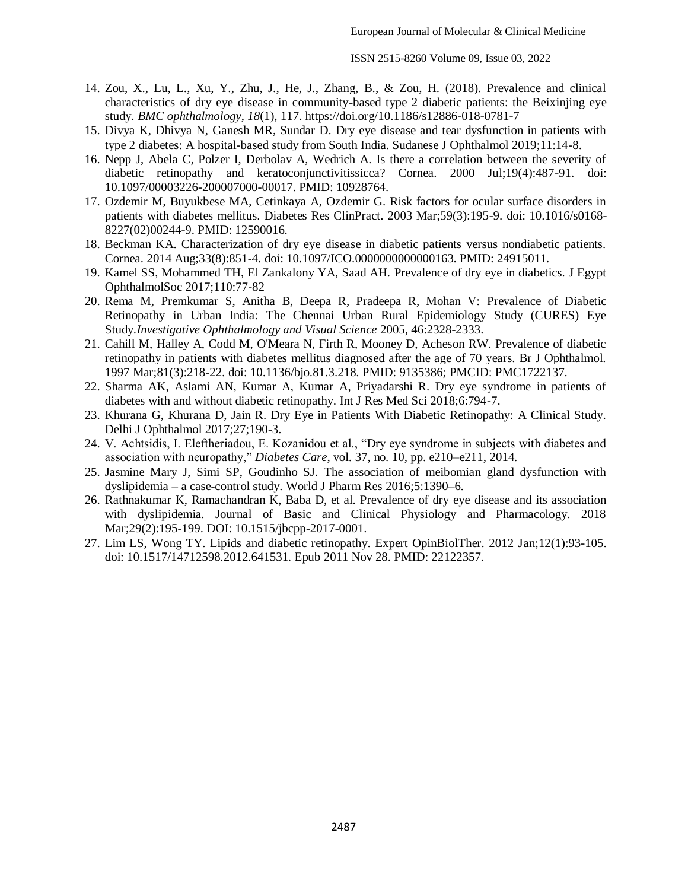14. Zou, X., Lu, L., Xu, Y., Zhu, J., He, J., Zhang, B., & Zou, H. (2018). Prevalence and clinical characteristics of dry eye disease in community-based type 2 diabetic patients: the Beixinjing eye study. *BMC ophthalmology*, *18*(1), 117. https://doi.org/10.1186/s12886-018-0781-7
15. Divya K, Dhivya N, Ganesh MR, Sundar D. Dry eye disease and tear dysfunction in patients with type 2 diabetes: A hospital-based study from South India. Sudanese J Ophthalmol 2019;11:14-8.
16. Nepp J, Abela C, Polzer I, Derbolav A, Wedrich A. Is there a correlation between the severity of diabetic retinopathy and keratoconjunctivitissicca? Cornea. 2000 Jul;19(4):487-91. doi: 10.1097/00003226-200007000-00017. PMID: 10928764.
17. Ozdemir M, Buyukbese MA, Cetinkaya A, Ozdemir G. Risk factors for ocular surface disorders in patients with diabetes mellitus. Diabetes Res ClinPract. 2003 Mar;59(3):195-9. doi: 10.1016/s0168-8227(02)00244-9. PMID: 12590016.
18. Beckman KA. Characterization of dry eye disease in diabetic patients versus nondiabetic patients. Cornea. 2014 Aug;33(8):851-4. doi: 10.1097/ICO.0000000000000163. PMID: 24915011.
19. Kamel SS, Mohammed TH, El Zankalony YA, Saad AH. Prevalence of dry eye in diabetics. J Egypt OphthalmolSoc 2017;110:77-82
20. Rema M, Premkumar S, Anitha B, Deepa R, Pradeepa R, Mohan V: Prevalence of Diabetic Retinopathy in Urban India: The Chennai Urban Rural Epidemiology Study (CURES) Eye Study.*Investigative Ophthalmology and Visual Science* 2005, 46:2328-2333.
21. Cahill M, Halley A, Codd M, O'Meara N, Firth R, Mooney D, Acheson RW. Prevalence of diabetic retinopathy in patients with diabetes mellitus diagnosed after the age of 70 years. Br J Ophthalmol. 1997 Mar;81(3):218-22. doi: 10.1136/bjo.81.3.218. PMID: 9135386; PMCID: PMC1722137.
22. Sharma AK, Aslami AN, Kumar A, Kumar A, Priyadarshi R. Dry eye syndrome in patients of diabetes with and without diabetic retinopathy. Int J Res Med Sci 2018;6:794-7.
23. Khurana G, Khurana D, Jain R. Dry Eye in Patients With Diabetic Retinopathy: A Clinical Study. Delhi J Ophthalmol 2017;27;190-3.
24. V. Achtsidis, I. Eleftheriadou, E. Kozanidou et al., "Dry eye syndrome in subjects with diabetes and association with neuropathy," *Diabetes Care*, vol. 37, no. 10, pp. e210–e211, 2014.
25. Jasmine Mary J, Simi SP, Goudinho SJ. The association of meibomian gland dysfunction with dyslipidemia – a case-control study. World J Pharm Res 2016;5:1390–6.
26. Rathnakumar K, Ramachandran K, Baba D, et al. Prevalence of dry eye disease and its association with dyslipidemia. Journal of Basic and Clinical Physiology and Pharmacology. 2018 Mar;29(2):195-199. DOI: 10.1515/jbcpp-2017-0001.
27. Lim LS, Wong TY. Lipids and diabetic retinopathy. Expert OpinBiolTher. 2012 Jan;12(1):93-105. doi: 10.1517/14712598.2012.641531. Epub 2011 Nov 28. PMID: 22122357.